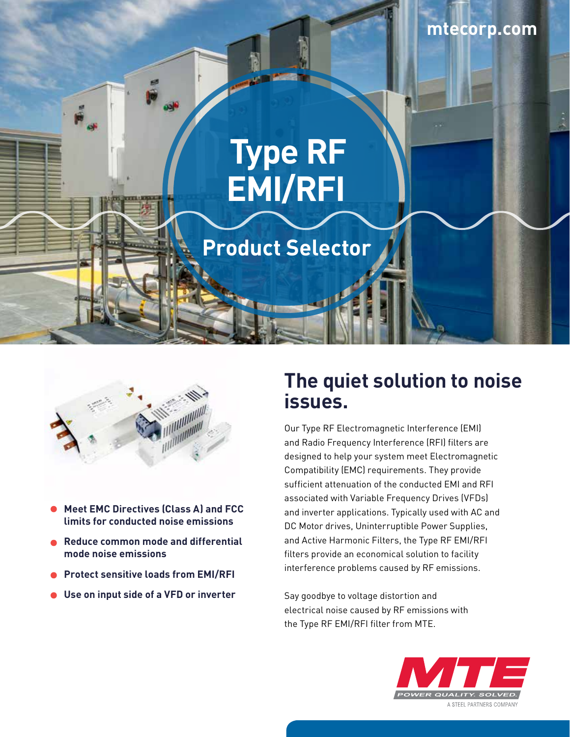mtecorp.com

# Type RF EMI/RFI

## Product Selector

- **Meet EMC Directives (Class A) and FCC limits for conducted noise emissions**
- **Reduce common mode and differential mode noise emissions**
- **Protect sensitive loads from EMI/RFI**
- **Use on input side of a VFD or inverter**

## The quiet solution to noise issues.

Our Type RF Electromagnetic Interference (EMI) and Radio Frequency Interference (RFI) filters are designed to help your system meet Electromagnetic Compatibility (EMC) requirements. They provide sufficient attenuation of the conducted EMI and RFI associated with Variable Frequency Drives (VFDs) and inverter applications. Typically used with AC and DC Motor drives, Uninterruptible Power Supplies, and Active Harmonic Filters, the Type RF EMI/RFI filters provide an economical solution to facility interference problems caused by RF emissions.

Say goodbye to voltage distortion and electrical noise caused by RF emissions with the Type RF EMI/RFI filter from MTE.

MTE
POWER QUALITY. SOLVED.
A STEEL PARTNERS COMPANY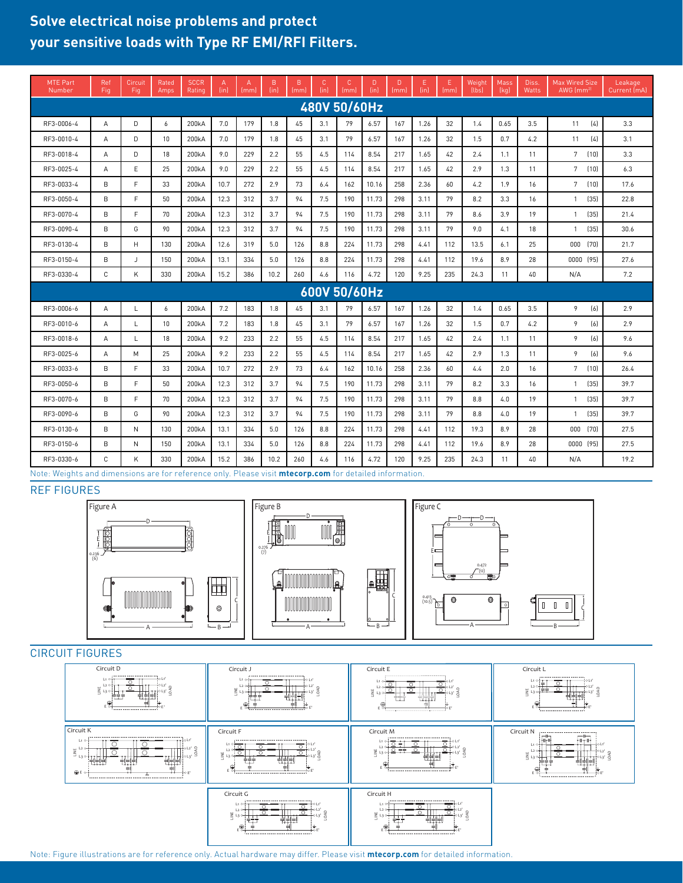## Solve electrical noise problems and protect your sensitive loads with Type RF EMI/RFI Filters.

| MTE Part Number | Ref Fig | Circuit Fig | Rated Amps | SCCR Rating | A (in) | A (mm) | B (in) | B (mm) | C (in) | C (mm) | D (in) | D (mm) | E (in) | E (mm) | Weight (lbs) | Mass (kg) | Diss. Watts | Max Wired Size AWG (mm²) | Leakage Current (mA) |
|---|---|---|---|---|---|---|---|---|---|---|---|---|---|---|---|---|---|---|---|
| **480V 50/60Hz** | | | | | | | | | | | | | | | | | | | |
| RF3-0006-4 | A | D | 6 | 200kA | 7.0 | 179 | 1.8 | 45 | 3.1 | 79 | 6.57 | 167 | 1.26 | 32 | 1.4 | 0.65 | 3.5 | 11 (4) | 3.3 |
| RF3-0010-4 | A | D | 10 | 200kA | 7.0 | 179 | 1.8 | 45 | 3.1 | 79 | 6.57 | 167 | 1.26 | 32 | 1.5 | 0.7 | 4.2 | 11 (4) | 3.1 |
| RF3-0018-4 | A | D | 18 | 200kA | 9.0 | 229 | 2.2 | 55 | 4.5 | 114 | 8.54 | 217 | 1.65 | 42 | 2.4 | 1.1 | 11 | 7 (10) | 3.3 |
| RF3-0025-4 | A | E | 25 | 200kA | 9.0 | 229 | 2.2 | 55 | 4.5 | 114 | 8.54 | 217 | 1.65 | 42 | 2.9 | 1.3 | 11 | 7 (10) | 6.3 |
| RF3-0033-4 | B | F | 33 | 200kA | 10.7 | 272 | 2.9 | 73 | 6.4 | 162 | 10.16 | 258 | 2.36 | 60 | 4.2 | 1.9 | 16 | 7 (10) | 17.6 |
| RF3-0050-4 | B | F | 50 | 200kA | 12.3 | 312 | 3.7 | 94 | 7.5 | 190 | 11.73 | 298 | 3.11 | 79 | 8.2 | 3.3 | 16 | 1 (35) | 22.8 |
| RF3-0070-4 | B | F | 70 | 200kA | 12.3 | 312 | 3.7 | 94 | 7.5 | 190 | 11.73 | 298 | 3.11 | 79 | 8.6 | 3.9 | 19 | 1 (35) | 21.4 |
| RF3-0090-4 | B | G | 90 | 200kA | 12.3 | 312 | 3.7 | 94 | 7.5 | 190 | 11.73 | 298 | 3.11 | 79 | 9.0 | 4.1 | 18 | 1 (35) | 30.6 |
| RF3-0130-4 | B | H | 130 | 200kA | 12.6 | 319 | 5.0 | 126 | 8.8 | 224 | 11.73 | 298 | 4.41 | 112 | 13.5 | 6.1 | 25 | 000 (70) | 21.7 |
| RF3-0150-4 | B | J | 150 | 200kA | 13.1 | 334 | 5.0 | 126 | 8.8 | 224 | 11.73 | 298 | 4.41 | 112 | 19.6 | 8.9 | 28 | 0000 (95) | 27.6 |
| RF3-0330-4 | C | K | 330 | 200kA | 15.2 | 386 | 10.2 | 260 | 4.6 | 116 | 4.72 | 120 | 9.25 | 235 | 24.3 | 11 | 40 | N/A | 7.2 |
| **600V 50/60Hz** | | | | | | | | | | | | | | | | | | | |
| RF3-0006-6 | A | L | 6 | 200kA | 7.2 | 183 | 1.8 | 45 | 3.1 | 79 | 6.57 | 167 | 1.26 | 32 | 1.4 | 0.65 | 3.5 | 9 (6) | 2.9 |
| RF3-0010-6 | A | L | 10 | 200kA | 7.2 | 183 | 1.8 | 45 | 3.1 | 79 | 6.57 | 167 | 1.26 | 32 | 1.5 | 0.7 | 4.2 | 9 (6) | 2.9 |
| RF3-0018-6 | A | L | 18 | 200kA | 9.2 | 233 | 2.2 | 55 | 4.5 | 114 | 8.54 | 217 | 1.65 | 42 | 2.4 | 1.1 | 11 | 9 (6) | 9.6 |
| RF3-0025-6 | A | M | 25 | 200kA | 9.2 | 233 | 2.2 | 55 | 4.5 | 114 | 8.54 | 217 | 1.65 | 42 | 2.9 | 1.3 | 11 | 9 (6) | 9.6 |
| RF3-0033-6 | B | F | 33 | 200kA | 10.7 | 272 | 2.9 | 73 | 6.4 | 162 | 10.16 | 258 | 2.36 | 60 | 4.4 | 2.0 | 16 | 7 (10) | 26.4 |
| RF3-0050-6 | B | F | 50 | 200kA | 12.3 | 312 | 3.7 | 94 | 7.5 | 190 | 11.73 | 298 | 3.11 | 79 | 8.2 | 3.3 | 16 | 1 (35) | 39.7 |
| RF3-0070-6 | B | F | 70 | 200kA | 12.3 | 312 | 3.7 | 94 | 7.5 | 190 | 11.73 | 298 | 3.11 | 79 | 8.8 | 4.0 | 19 | 1 (35) | 39.7 |
| RF3-0090-6 | B | G | 90 | 200kA | 12.3 | 312 | 3.7 | 94 | 7.5 | 190 | 11.73 | 298 | 3.11 | 79 | 8.8 | 4.0 | 19 | 1 (35) | 39.7 |
| RF3-0130-6 | B | N | 130 | 200kA | 13.1 | 334 | 5.0 | 126 | 8.8 | 224 | 11.73 | 298 | 4.41 | 112 | 19.3 | 8.9 | 28 | 000 (70) | 27.5 |
| RF3-0150-6 | B | N | 150 | 200kA | 13.1 | 334 | 5.0 | 126 | 8.8 | 224 | 11.73 | 298 | 4.41 | 112 | 19.6 | 8.9 | 28 | 0000 (95) | 27.5 |
| RF3-0330-6 | C | K | 330 | 200kA | 15.2 | 386 | 10.2 | 260 | 4.6 | 116 | 4.72 | 120 | 9.25 | 235 | 24.3 | 11 | 40 | N/A | 19.2 |

Note: Weights and dimensions are for reference only. Please visit **mtecorp.com** for detailed information.

## REF FIGURES

Figure A

Figure B

Figure C

## CIRCUIT FIGURES

Circuit D

Circuit J

Circuit E

Circuit L

Circuit K

Circuit F

Circuit M

Circuit N

Circuit G

Circuit H

Note: Figure illustrations are for reference only. Actual hardware may differ. Please visit **mtecorp.com** for detailed information.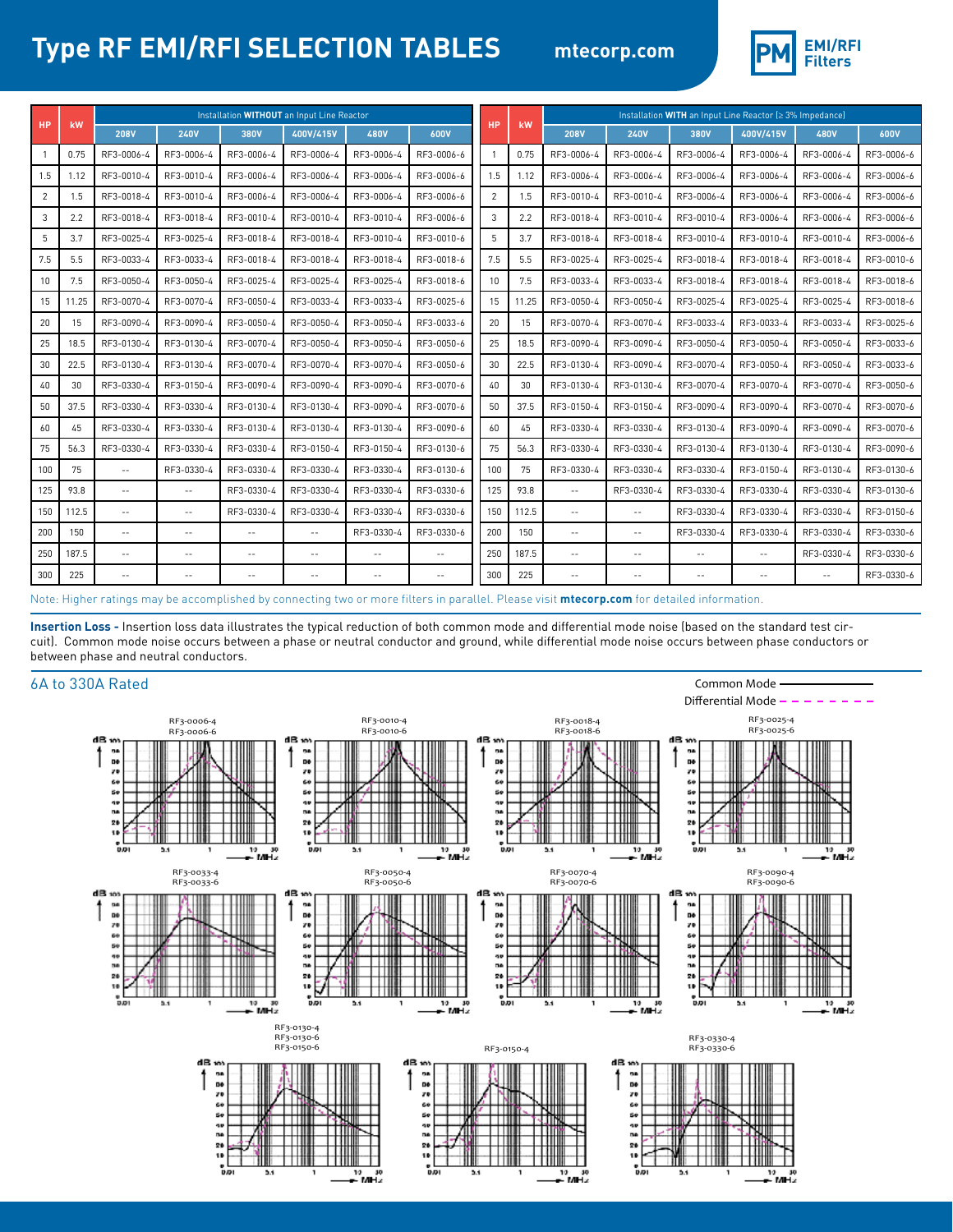# Type RF EMI/RFI SELECTION TABLES

mtecorp.com

| HP | kW | Installation WITHOUT an Input Line Reactor | | | | | |
|---|---|---|---|---|---|---|---|
| | | 208V | 240V | 380V | 400V/415V | 480V | 600V |
| 1 | 0.75 | RF3-0006-4 | RF3-0006-4 | RF3-0006-4 | RF3-0006-4 | RF3-0006-4 | RF3-0006-6 |
| 1.5 | 1.12 | RF3-0010-4 | RF3-0010-4 | RF3-0006-4 | RF3-0006-4 | RF3-0006-4 | RF3-0006-6 |
| 2 | 1.5 | RF3-0018-4 | RF3-0010-4 | RF3-0006-4 | RF3-0006-4 | RF3-0006-4 | RF3-0006-6 |
| 3 | 2.2 | RF3-0018-4 | RF3-0018-4 | RF3-0010-4 | RF3-0010-4 | RF3-0010-4 | RF3-0006-6 |
| 5 | 3.7 | RF3-0025-4 | RF3-0025-4 | RF3-0018-4 | RF3-0018-4 | RF3-0010-4 | RF3-0010-6 |
| 7.5 | 5.5 | RF3-0033-4 | RF3-0033-4 | RF3-0018-4 | RF3-0018-4 | RF3-0018-4 | RF3-0018-6 |
| 10 | 7.5 | RF3-0050-4 | RF3-0050-4 | RF3-0025-4 | RF3-0025-4 | RF3-0025-4 | RF3-0018-6 |
| 15 | 11.25 | RF3-0070-4 | RF3-0070-4 | RF3-0050-4 | RF3-0033-4 | RF3-0033-4 | RF3-0025-6 |
| 20 | 15 | RF3-0090-4 | RF3-0090-4 | RF3-0050-4 | RF3-0050-4 | RF3-0050-4 | RF3-0033-6 |
| 25 | 18.5 | RF3-0130-4 | RF3-0130-4 | RF3-0070-4 | RF3-0050-4 | RF3-0050-4 | RF3-0050-6 |
| 30 | 22.5 | RF3-0130-4 | RF3-0130-4 | RF3-0070-4 | RF3-0070-4 | RF3-0070-4 | RF3-0050-6 |
| 40 | 30 | RF3-0330-4 | RF3-0150-4 | RF3-0090-4 | RF3-0090-4 | RF3-0090-4 | RF3-0070-6 |
| 50 | 37.5 | RF3-0330-4 | RF3-0330-4 | RF3-0130-4 | RF3-0130-4 | RF3-0090-4 | RF3-0070-6 |
| 60 | 45 | RF3-0330-4 | RF3-0330-4 | RF3-0130-4 | RF3-0130-4 | RF3-0130-4 | RF3-0090-6 |
| 75 | 56.3 | RF3-0330-4 | RF3-0330-4 | RF3-0330-4 | RF3-0150-4 | RF3-0150-4 | RF3-0130-6 |
| 100 | 75 | -- | RF3-0330-4 | RF3-0330-4 | RF3-0330-4 | RF3-0330-4 | RF3-0130-6 |
| 125 | 93.8 | -- | -- | RF3-0330-4 | RF3-0330-4 | RF3-0330-4 | RF3-0330-6 |
| 150 | 112.5 | -- | -- | RF3-0330-4 | RF3-0330-4 | RF3-0330-4 | RF3-0330-6 |
| 200 | 150 | -- | -- | -- | -- | RF3-0330-4 | RF3-0330-6 |
| 250 | 187.5 | -- | -- | -- | -- | -- | -- |
| 300 | 225 | -- | -- | -- | -- | -- | -- |

| HP | kW | Installation WITH an Input Line Reactor (≥ 3% Impedance) | | | | | |
|---|---|---|---|---|---|---|---|
| | | 208V | 240V | 380V | 400V/415V | 480V | 600V |
| 1 | 0.75 | RF3-0006-4 | RF3-0006-4 | RF3-0006-4 | RF3-0006-4 | RF3-0006-4 | RF3-0006-6 |
| 1.5 | 1.12 | RF3-0006-4 | RF3-0006-4 | RF3-0006-4 | RF3-0006-4 | RF3-0006-4 | RF3-0006-6 |
| 2 | 1.5 | RF3-0010-4 | RF3-0010-4 | RF3-0006-4 | RF3-0006-4 | RF3-0006-4 | RF3-0006-6 |
| 3 | 2.2 | RF3-0018-4 | RF3-0010-4 | RF3-0010-4 | RF3-0006-4 | RF3-0006-4 | RF3-0006-6 |
| 5 | 3.7 | RF3-0018-4 | RF3-0018-4 | RF3-0010-4 | RF3-0010-4 | RF3-0010-4 | RF3-0006-6 |
| 7.5 | 5.5 | RF3-0025-4 | RF3-0025-4 | RF3-0018-4 | RF3-0018-4 | RF3-0018-4 | RF3-0010-6 |
| 10 | 7.5 | RF3-0033-4 | RF3-0033-4 | RF3-0018-4 | RF3-0018-4 | RF3-0018-4 | RF3-0018-6 |
| 15 | 11.25 | RF3-0050-4 | RF3-0050-4 | RF3-0025-4 | RF3-0025-4 | RF3-0025-4 | RF3-0018-6 |
| 20 | 15 | RF3-0070-4 | RF3-0070-4 | RF3-0033-4 | RF3-0033-4 | RF3-0033-4 | RF3-0025-6 |
| 25 | 18.5 | RF3-0090-4 | RF3-0090-4 | RF3-0050-4 | RF3-0050-4 | RF3-0050-4 | RF3-0033-6 |
| 30 | 22.5 | RF3-0130-4 | RF3-0090-4 | RF3-0070-4 | RF3-0050-4 | RF3-0050-4 | RF3-0033-6 |
| 40 | 30 | RF3-0130-4 | RF3-0130-4 | RF3-0070-4 | RF3-0070-4 | RF3-0070-4 | RF3-0050-6 |
| 50 | 37.5 | RF3-0150-4 | RF3-0150-4 | RF3-0090-4 | RF3-0090-4 | RF3-0070-4 | RF3-0070-6 |
| 60 | 45 | RF3-0330-4 | RF3-0330-4 | RF3-0130-4 | RF3-0090-4 | RF3-0090-4 | RF3-0070-6 |
| 75 | 56.3 | RF3-0330-4 | RF3-0330-4 | RF3-0130-4 | RF3-0130-4 | RF3-0130-4 | RF3-0090-6 |
| 100 | 75 | RF3-0330-4 | RF3-0330-4 | RF3-0330-4 | RF3-0150-4 | RF3-0130-4 | RF3-0130-6 |
| 125 | 93.8 | -- | RF3-0330-4 | RF3-0330-4 | RF3-0330-4 | RF3-0330-4 | RF3-0130-6 |
| 150 | 112.5 | -- | -- | RF3-0330-4 | RF3-0330-4 | RF3-0330-4 | RF3-0150-6 |
| 200 | 150 | -- | -- | RF3-0330-4 | RF3-0330-4 | RF3-0330-4 | RF3-0330-6 |
| 250 | 187.5 | -- | -- | -- | -- | RF3-0330-4 | RF3-0330-6 |
| 300 | 225 | -- | -- | -- | -- | -- | RF3-0330-6 |

Note: Higher ratings may be accomplished by connecting two or more filters in parallel. Please visit **mtecorp.com** for detailed information.

**Insertion Loss -** Insertion loss data illustrates the typical reduction of both common mode and differential mode noise (based on the standard test circuit). Common mode noise occurs between a phase or neutral conductor and ground, while differential mode noise occurs between phase conductors or between phase and neutral conductors.

## 6A to 330A Rated

Common Mode ——— 
Differential Mode - - - - -

RF3-0006-4 / RF3-0006-6

RF3-0010-4 / RF3-0010-6

RF3-0018-4 / RF3-0018-6

RF3-0025-4 / RF3-0025-6

RF3-0033-4 / RF3-0033-6

RF3-0050-4 / RF3-0050-6

RF3-0070-4 / RF3-0070-6

RF3-0090-4 / RF3-0090-6

RF3-0130-4 / RF3-0130-6 / RF3-0150-6

RF3-0150-4

RF3-0330-4 / RF3-0330-6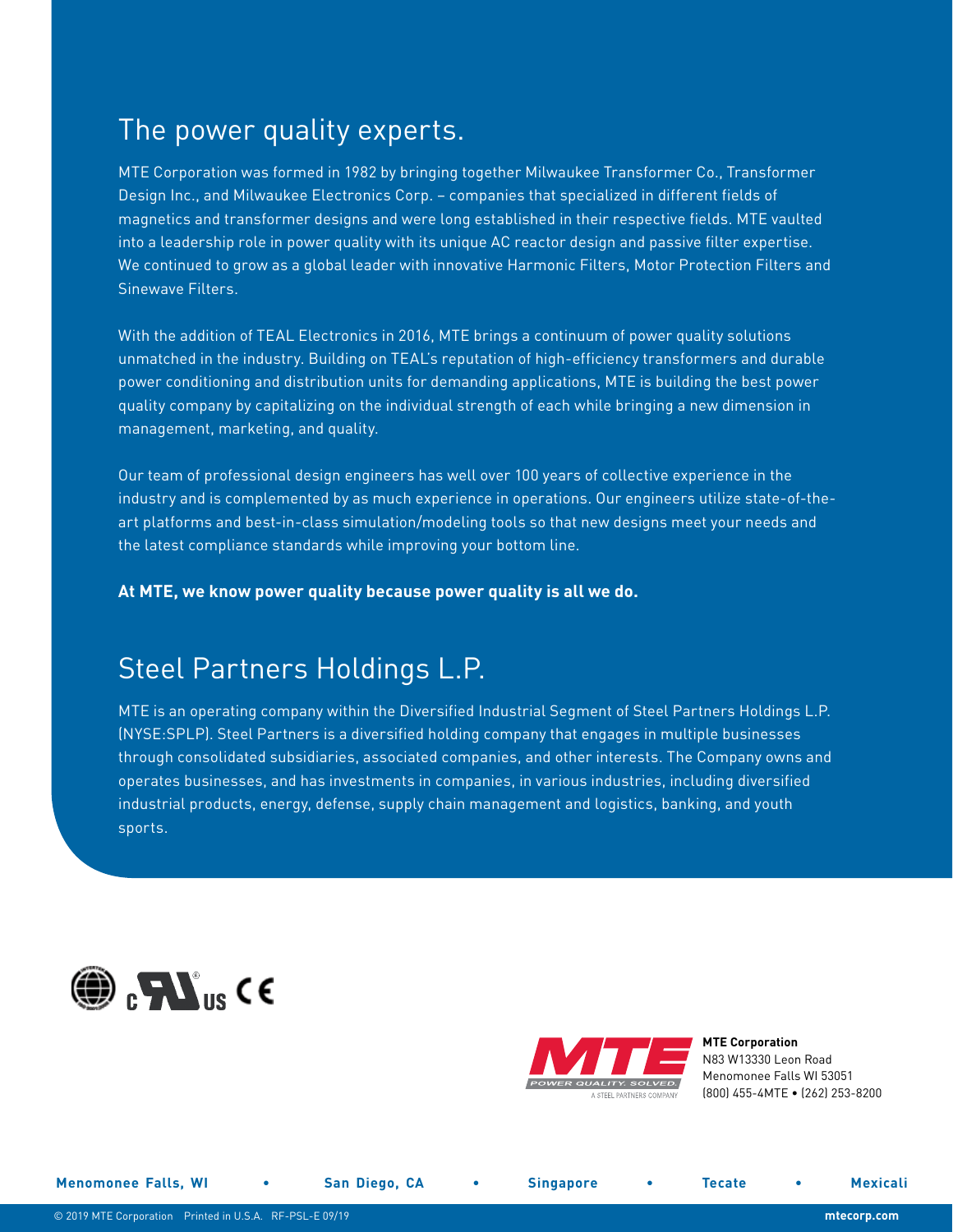## The power quality experts.

MTE Corporation was formed in 1982 by bringing together Milwaukee Transformer Co., Transformer Design Inc., and Milwaukee Electronics Corp. – companies that specialized in different fields of magnetics and transformer designs and were long established in their respective fields. MTE vaulted into a leadership role in power quality with its unique AC reactor design and passive filter expertise. We continued to grow as a global leader with innovative Harmonic Filters, Motor Protection Filters and Sinewave Filters.

With the addition of TEAL Electronics in 2016, MTE brings a continuum of power quality solutions unmatched in the industry. Building on TEAL's reputation of high-efficiency transformers and durable power conditioning and distribution units for demanding applications, MTE is building the best power quality company by capitalizing on the individual strength of each while bringing a new dimension in management, marketing, and quality.

Our team of professional design engineers has well over 100 years of collective experience in the industry and is complemented by as much experience in operations. Our engineers utilize state-of-the-art platforms and best-in-class simulation/modeling tools so that new designs meet your needs and the latest compliance standards while improving your bottom line.

**At MTE, we know power quality because power quality is all we do.**

## Steel Partners Holdings L.P.

MTE is an operating company within the Diversified Industrial Segment of Steel Partners Holdings L.P. (NYSE:SPLP). Steel Partners is a diversified holding company that engages in multiple businesses through consolidated subsidiaries, associated companies, and other interests. The Company owns and operates businesses, and has investments in companies, in various industries, including diversified industrial products, energy, defense, supply chain management and logistics, banking, and youth sports.

MTE POWER QUALITY. SOLVED. A STEEL PARTNERS COMPANY

**MTE Corporation**
N83 W13330 Leon Road
Menomonee Falls WI 53051
(800) 455-4MTE • (262) 253-8200

**Menomonee Falls, WI • San Diego, CA • Singapore • Tecate • Mexicali**

© 2019 MTE Corporation Printed in U.S.A. RF-PSL-E 09/19

**mtecorp.com**